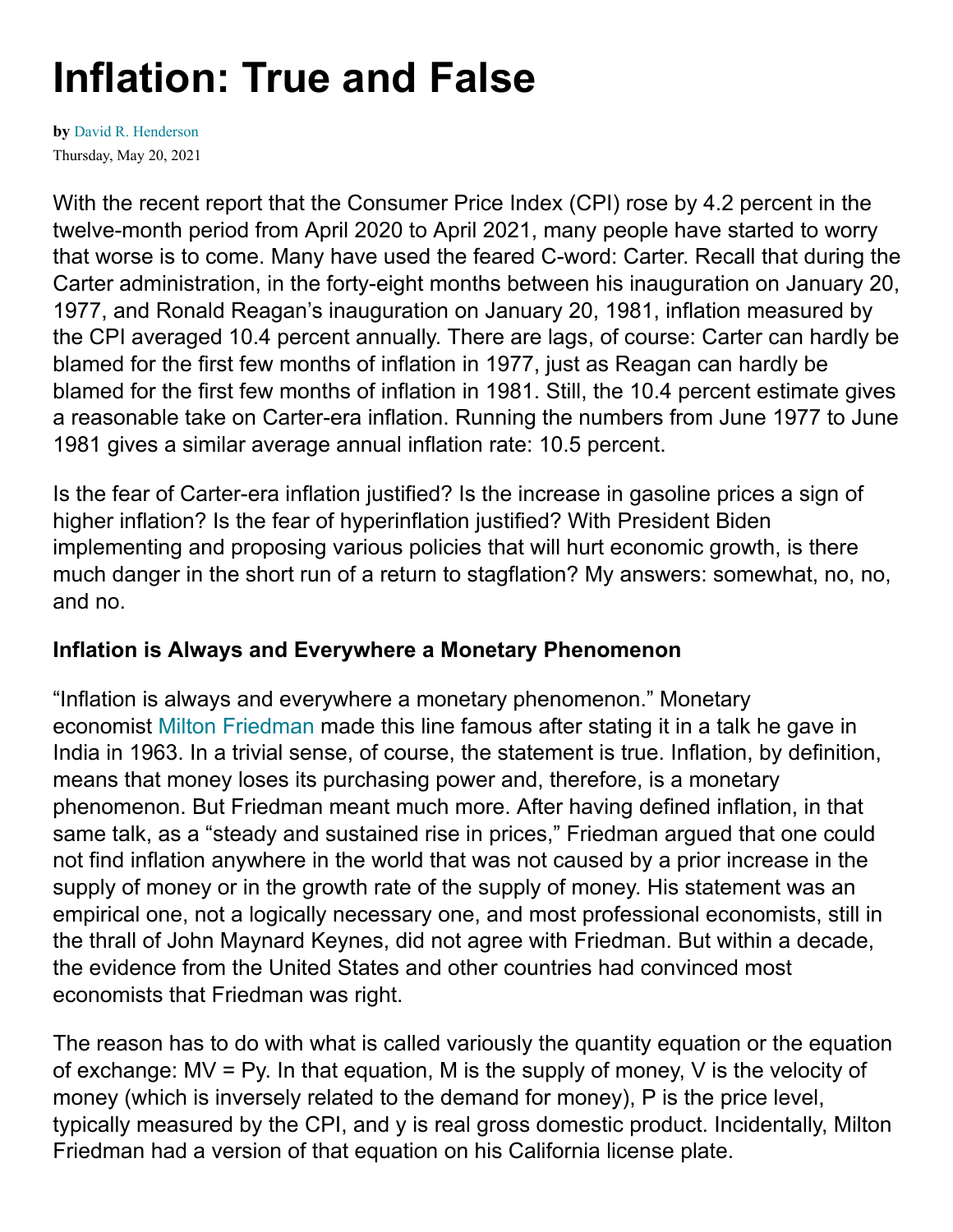# Inflation: True and False

**by** David R. Henderson
Thursday, May 20, 2021

With the recent report that the Consumer Price Index (CPI) rose by 4.2 percent in the twelve-month period from April 2020 to April 2021, many people have started to worry that worse is to come. Many have used the feared C-word: Carter. Recall that during the Carter administration, in the forty-eight months between his inauguration on January 20, 1977, and Ronald Reagan's inauguration on January 20, 1981, inflation measured by the CPI averaged 10.4 percent annually. There are lags, of course: Carter can hardly be blamed for the first few months of inflation in 1977, just as Reagan can hardly be blamed for the first few months of inflation in 1981. Still, the 10.4 percent estimate gives a reasonable take on Carter-era inflation. Running the numbers from June 1977 to June 1981 gives a similar average annual inflation rate: 10.5 percent.

Is the fear of Carter-era inflation justified? Is the increase in gasoline prices a sign of higher inflation? Is the fear of hyperinflation justified? With President Biden implementing and proposing various policies that will hurt economic growth, is there much danger in the short run of a return to stagflation? My answers: somewhat, no, no, and no.

### Inflation is Always and Everywhere a Monetary Phenomenon

"Inflation is always and everywhere a monetary phenomenon." Monetary economist Milton Friedman made this line famous after stating it in a talk he gave in India in 1963. In a trivial sense, of course, the statement is true. Inflation, by definition, means that money loses its purchasing power and, therefore, is a monetary phenomenon. But Friedman meant much more. After having defined inflation, in that same talk, as a "steady and sustained rise in prices," Friedman argued that one could not find inflation anywhere in the world that was not caused by a prior increase in the supply of money or in the growth rate of the supply of money. His statement was an empirical one, not a logically necessary one, and most professional economists, still in the thrall of John Maynard Keynes, did not agree with Friedman. But within a decade, the evidence from the United States and other countries had convinced most economists that Friedman was right.

The reason has to do with what is called variously the quantity equation or the equation of exchange: $MV = Py$. In that equation, $M$ is the supply of money, $V$ is the velocity of money (which is inversely related to the demand for money), $P$ is the price level, typically measured by the CPI, and $y$ is real gross domestic product. Incidentally, Milton Friedman had a version of that equation on his California license plate.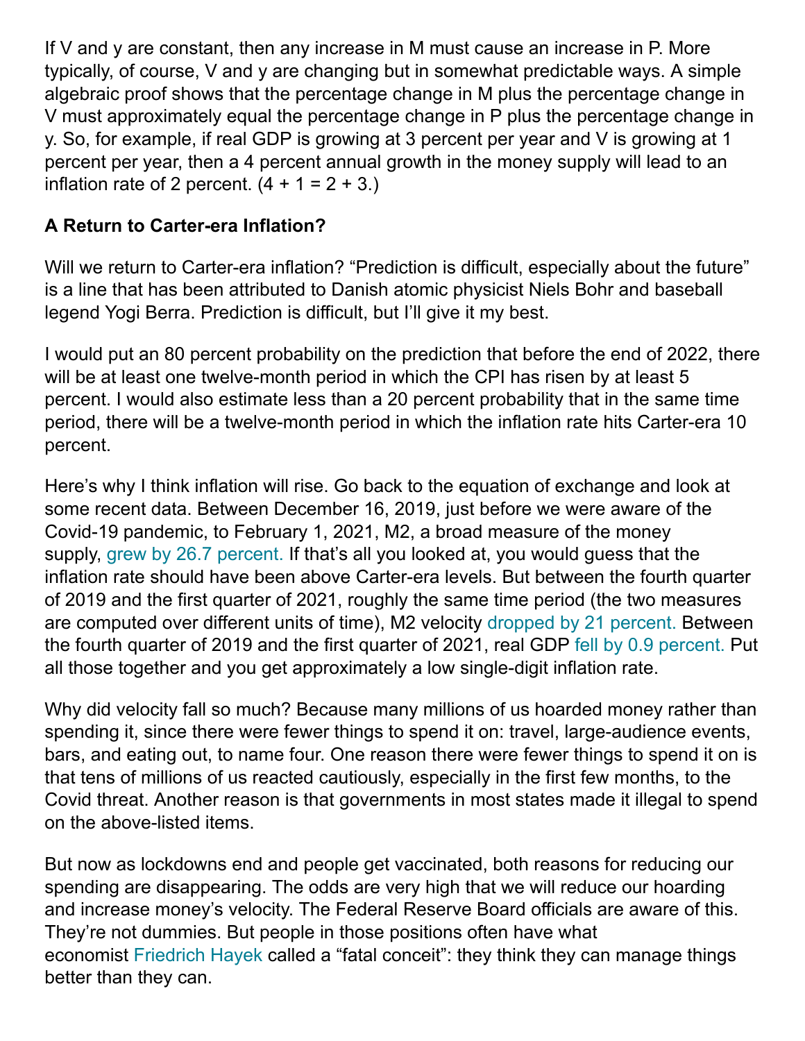If $V$ and $y$ are constant, then any increase in $M$ must cause an increase in $P$. More typically, of course, $V$ and $y$ are changing but in somewhat predictable ways. A simple algebraic proof shows that the percentage change in $M$ plus the percentage change in $V$ must approximately equal the percentage change in $P$ plus the percentage change in $y$. So, for example, if real GDP is growing at 3 percent per year and $V$ is growing at 1 percent per year, then a 4 percent annual growth in the money supply will lead to an inflation rate of 2 percent. ($4 + 1 = 2 + 3$.)

### A Return to Carter-era Inflation?

Will we return to Carter-era inflation? "Prediction is difficult, especially about the future" is a line that has been attributed to Danish atomic physicist Niels Bohr and baseball legend Yogi Berra. Prediction is difficult, but I'll give it my best.

I would put an 80 percent probability on the prediction that before the end of 2022, there will be at least one twelve-month period in which the CPI has risen by at least 5 percent. I would also estimate less than a 20 percent probability that in the same time period, there will be a twelve-month period in which the inflation rate hits Carter-era 10 percent.

Here's why I think inflation will rise. Go back to the equation of exchange and look at some recent data. Between December 16, 2019, just before we were aware of the Covid-19 pandemic, to February 1, 2021, M2, a broad measure of the money supply, grew by 26.7 percent. If that's all you looked at, you would guess that the inflation rate should have been above Carter-era levels. But between the fourth quarter of 2019 and the first quarter of 2021, roughly the same time period (the two measures are computed over different units of time), M2 velocity dropped by 21 percent. Between the fourth quarter of 2019 and the first quarter of 2021, real GDP fell by 0.9 percent. Put all those together and you get approximately a low single-digit inflation rate.

Why did velocity fall so much? Because many millions of us hoarded money rather than spending it, since there were fewer things to spend it on: travel, large-audience events, bars, and eating out, to name four. One reason there were fewer things to spend it on is that tens of millions of us reacted cautiously, especially in the first few months, to the Covid threat. Another reason is that governments in most states made it illegal to spend on the above-listed items.

But now as lockdowns end and people get vaccinated, both reasons for reducing our spending are disappearing. The odds are very high that we will reduce our hoarding and increase money's velocity. The Federal Reserve Board officials are aware of this. They're not dummies. But people in those positions often have what economist Friedrich Hayek called a "fatal conceit": they think they can manage things better than they can.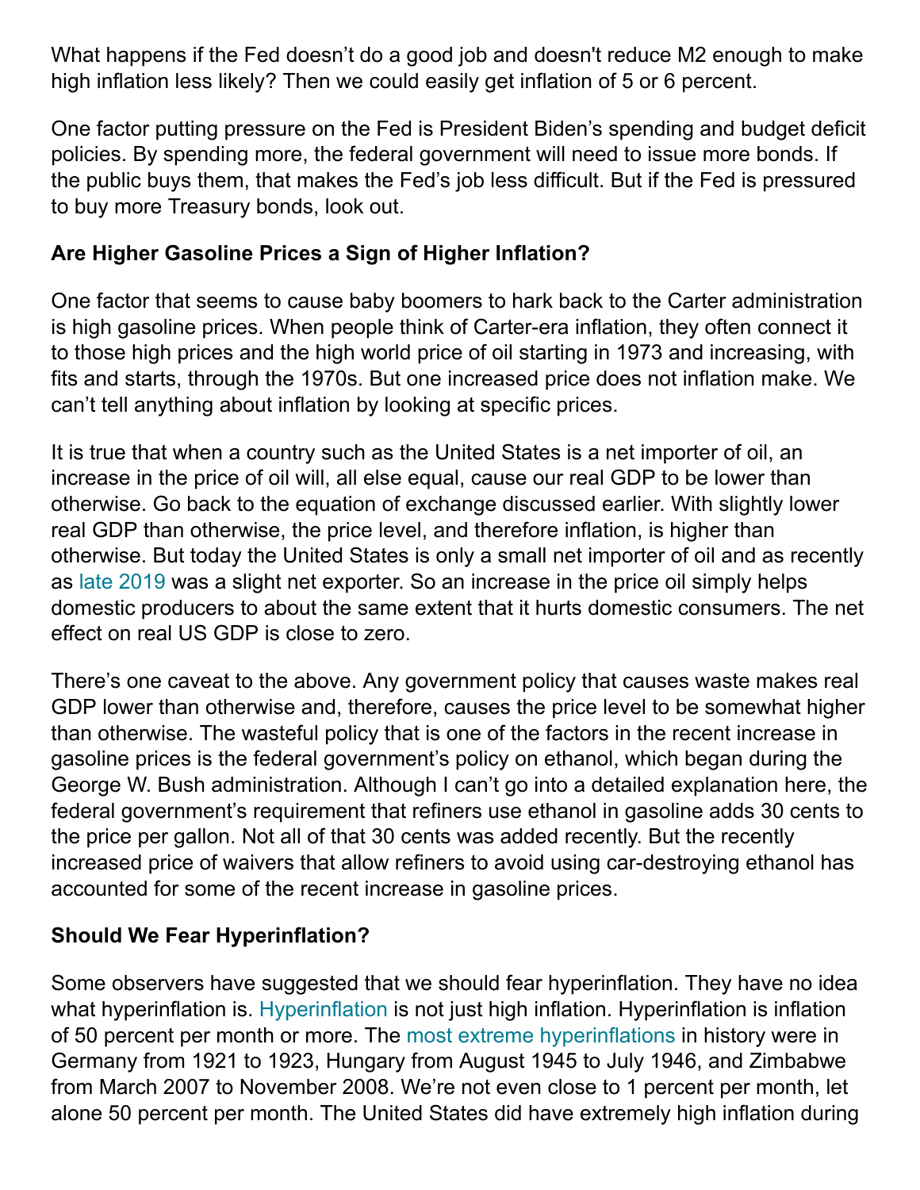What happens if the Fed doesn't do a good job and doesn't reduce M2 enough to make high inflation less likely? Then we could easily get inflation of 5 or 6 percent.

One factor putting pressure on the Fed is President Biden's spending and budget deficit policies. By spending more, the federal government will need to issue more bonds. If the public buys them, that makes the Fed's job less difficult. But if the Fed is pressured to buy more Treasury bonds, look out.

### Are Higher Gasoline Prices a Sign of Higher Inflation?

One factor that seems to cause baby boomers to hark back to the Carter administration is high gasoline prices. When people think of Carter-era inflation, they often connect it to those high prices and the high world price of oil starting in 1973 and increasing, with fits and starts, through the 1970s. But one increased price does not inflation make. We can't tell anything about inflation by looking at specific prices.

It is true that when a country such as the United States is a net importer of oil, an increase in the price of oil will, all else equal, cause our real GDP to be lower than otherwise. Go back to the equation of exchange discussed earlier. With slightly lower real GDP than otherwise, the price level, and therefore inflation, is higher than otherwise. But today the United States is only a small net importer of oil and as recently as late 2019 was a slight net exporter. So an increase in the price oil simply helps domestic producers to about the same extent that it hurts domestic consumers. The net effect on real US GDP is close to zero.

There's one caveat to the above. Any government policy that causes waste makes real GDP lower than otherwise and, therefore, causes the price level to be somewhat higher than otherwise. The wasteful policy that is one of the factors in the recent increase in gasoline prices is the federal government's policy on ethanol, which began during the George W. Bush administration. Although I can't go into a detailed explanation here, the federal government's requirement that refiners use ethanol in gasoline adds 30 cents to the price per gallon. Not all of that 30 cents was added recently. But the recently increased price of waivers that allow refiners to avoid using car-destroying ethanol has accounted for some of the recent increase in gasoline prices.

### Should We Fear Hyperinflation?

Some observers have suggested that we should fear hyperinflation. They have no idea what hyperinflation is. Hyperinflation is not just high inflation. Hyperinflation is inflation of 50 percent per month or more. The most extreme hyperinflations in history were in Germany from 1921 to 1923, Hungary from August 1945 to July 1946, and Zimbabwe from March 2007 to November 2008. We're not even close to 1 percent per month, let alone 50 percent per month. The United States did have extremely high inflation during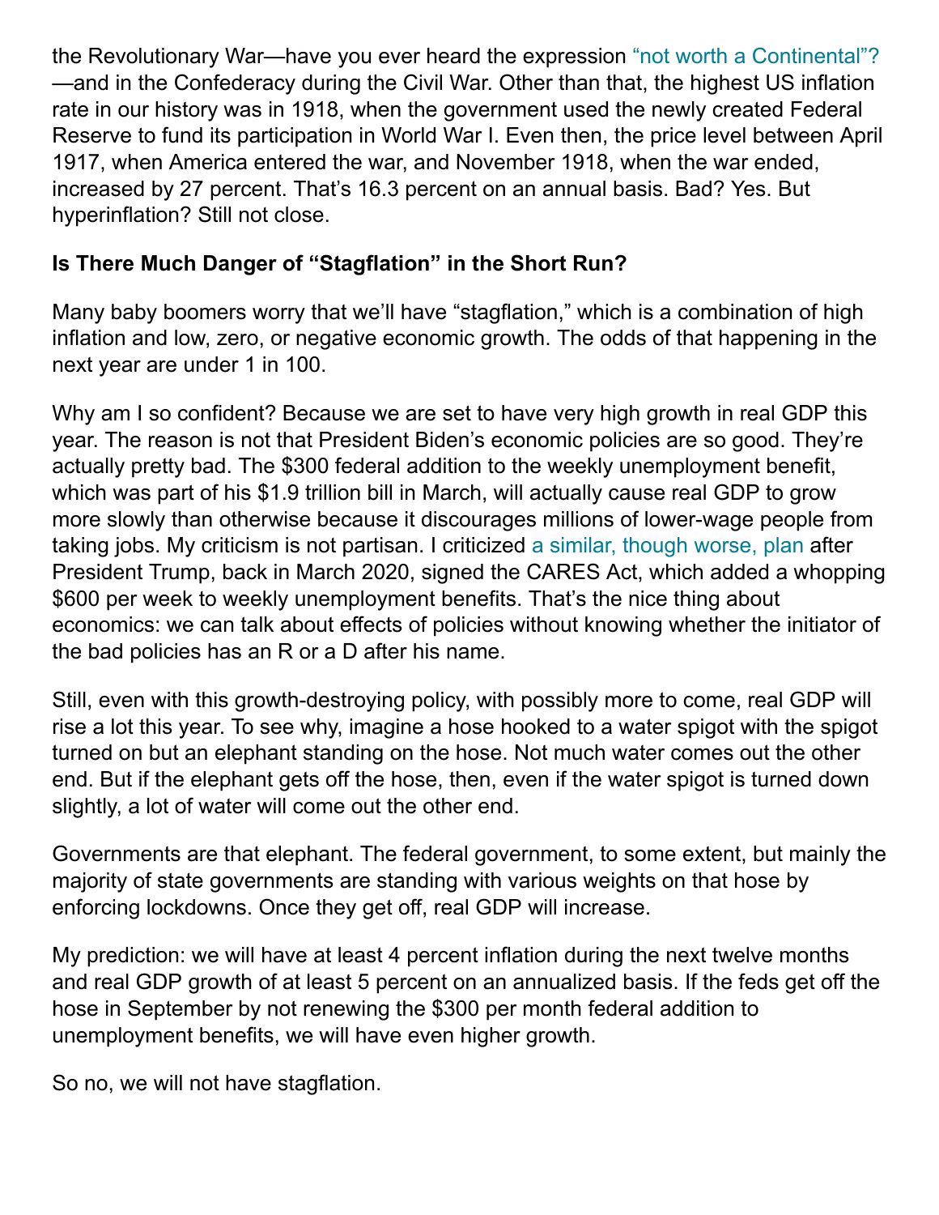the Revolutionary War—have you ever heard the expression "not worth a Continental"?—and in the Confederacy during the Civil War. Other than that, the highest US inflation rate in our history was in 1918, when the government used the newly created Federal Reserve to fund its participation in World War I. Even then, the price level between April 1917, when America entered the war, and November 1918, when the war ended, increased by 27 percent. That's 16.3 percent on an annual basis. Bad? Yes. But hyperinflation? Still not close.

**Is There Much Danger of "Stagflation" in the Short Run?**

Many baby boomers worry that we'll have "stagflation," which is a combination of high inflation and low, zero, or negative economic growth. The odds of that happening in the next year are under 1 in 100.

Why am I so confident? Because we are set to have very high growth in real GDP this year. The reason is not that President Biden's economic policies are so good. They're actually pretty bad. The $300 federal addition to the weekly unemployment benefit, which was part of his $1.9 trillion bill in March, will actually cause real GDP to grow more slowly than otherwise because it discourages millions of lower-wage people from taking jobs. My criticism is not partisan. I criticized a similar, though worse, plan after President Trump, back in March 2020, signed the CARES Act, which added a whopping $600 per week to weekly unemployment benefits. That's the nice thing about economics: we can talk about effects of policies without knowing whether the initiator of the bad policies has an R or a D after his name.

Still, even with this growth-destroying policy, with possibly more to come, real GDP will rise a lot this year. To see why, imagine a hose hooked to a water spigot with the spigot turned on but an elephant standing on the hose. Not much water comes out the other end. But if the elephant gets off the hose, then, even if the water spigot is turned down slightly, a lot of water will come out the other end.

Governments are that elephant. The federal government, to some extent, but mainly the majority of state governments are standing with various weights on that hose by enforcing lockdowns. Once they get off, real GDP will increase.

My prediction: we will have at least 4 percent inflation during the next twelve months and real GDP growth of at least 5 percent on an annualized basis. If the feds get off the hose in September by not renewing the $300 per month federal addition to unemployment benefits, we will have even higher growth.

So no, we will not have stagflation.